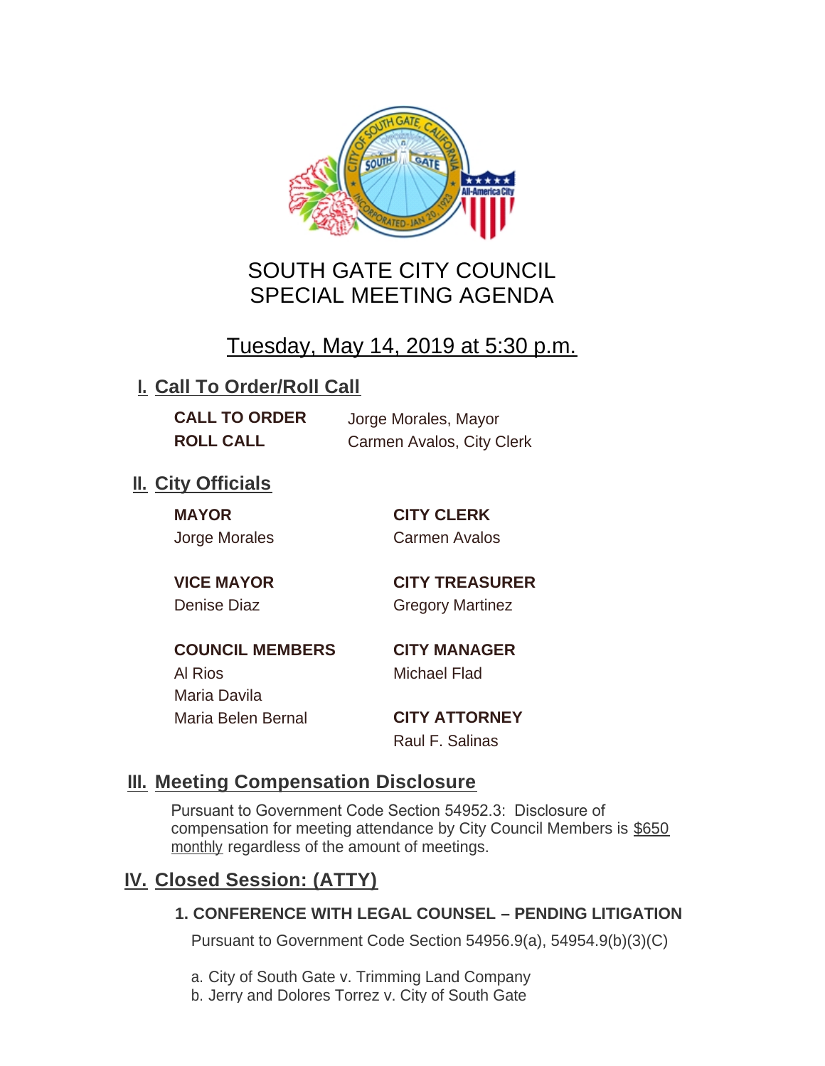# SOUTH GATE CITY COUNCIL
# SPECIAL MEETING AGENDA

## Tuesday, May 14, 2019 at 5:30 p.m.

## I. Call To Order/Roll Call

**CALL TO ORDER** Jorge Morales, Mayor

**ROLL CALL** Carmen Avalos, City Clerk

## II. City Officials

**MAYOR**
Jorge Morales

**VICE MAYOR**
Denise Diaz

**COUNCIL MEMBERS**
Al Rios
Maria Davila
Maria Belen Bernal

**CITY CLERK**
Carmen Avalos

**CITY TREASURER**
Gregory Martinez

**CITY MANAGER**
Michael Flad

**CITY ATTORNEY**
Raul F. Salinas

## III. Meeting Compensation Disclosure

Pursuant to Government Code Section 54952.3: Disclosure of compensation for meeting attendance by City Council Members is $650 monthly regardless of the amount of meetings.

## IV. Closed Session: (ATTY)

### 1. CONFERENCE WITH LEGAL COUNSEL – PENDING LITIGATION

Pursuant to Government Code Section 54956.9(a), 54954.9(b)(3)(C)

a. City of South Gate v. Trimming Land Company
b. Jerry and Dolores Torrez v. City of South Gate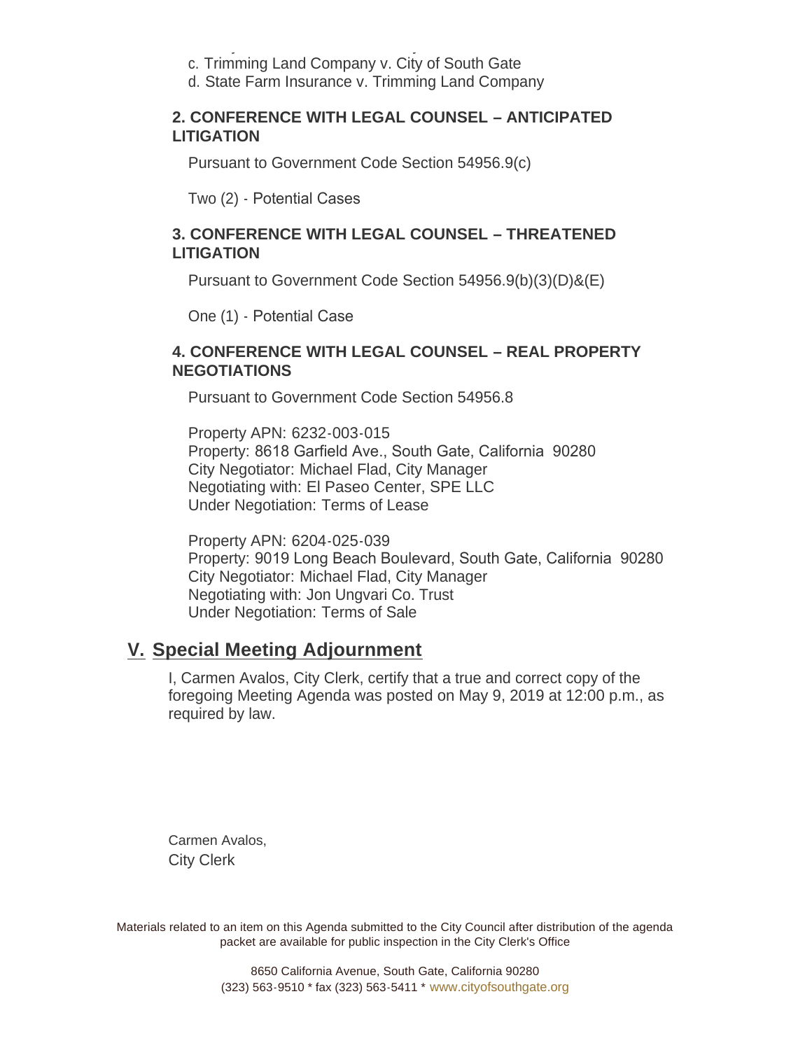c. Trimming Land Company v. City of South Gate

d. State Farm Insurance v. Trimming Land Company

**2. CONFERENCE WITH LEGAL COUNSEL – ANTICIPATED LITIGATION**

Pursuant to Government Code Section 54956.9(c)

Two (2) - Potential Cases

**3. CONFERENCE WITH LEGAL COUNSEL – THREATENED LITIGATION**

Pursuant to Government Code Section 54956.9(b)(3)(D)&(E)

One (1) - Potential Case

**4. CONFERENCE WITH LEGAL COUNSEL – REAL PROPERTY NEGOTIATIONS**

Pursuant to Government Code Section 54956.8

Property APN: 6232-003-015
Property: 8618 Garfield Ave., South Gate, California 90280
City Negotiator: Michael Flad, City Manager
Negotiating with: El Paseo Center, SPE LLC
Under Negotiation: Terms of Lease

Property APN: 6204-025-039
Property: 9019 Long Beach Boulevard, South Gate, California 90280
City Negotiator: Michael Flad, City Manager
Negotiating with: Jon Ungvari Co. Trust
Under Negotiation: Terms of Sale

## V. Special Meeting Adjournment

I, Carmen Avalos, City Clerk, certify that a true and correct copy of the foregoing Meeting Agenda was posted on May 9, 2019 at 12:00 p.m., as required by law.

Carmen Avalos,
City Clerk

Materials related to an item on this Agenda submitted to the City Council after distribution of the agenda packet are available for public inspection in the City Clerk's Office

8650 California Avenue, South Gate, California 90280
(323) 563-9510 * fax (323) 563-5411 * www.cityofsouthgate.org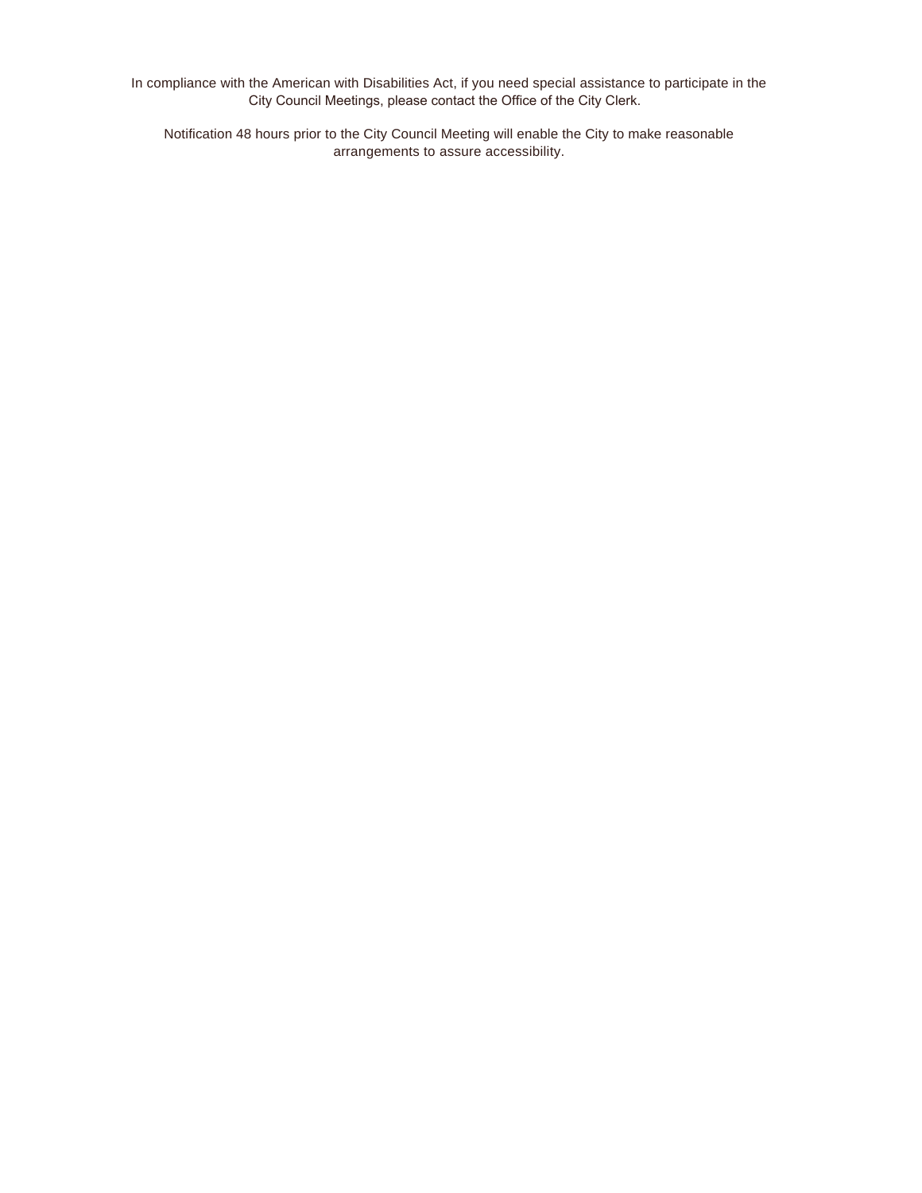In compliance with the American with Disabilities Act, if you need special assistance to participate in the City Council Meetings, please contact the Office of the City Clerk.

Notification 48 hours prior to the City Council Meeting will enable the City to make reasonable arrangements to assure accessibility.